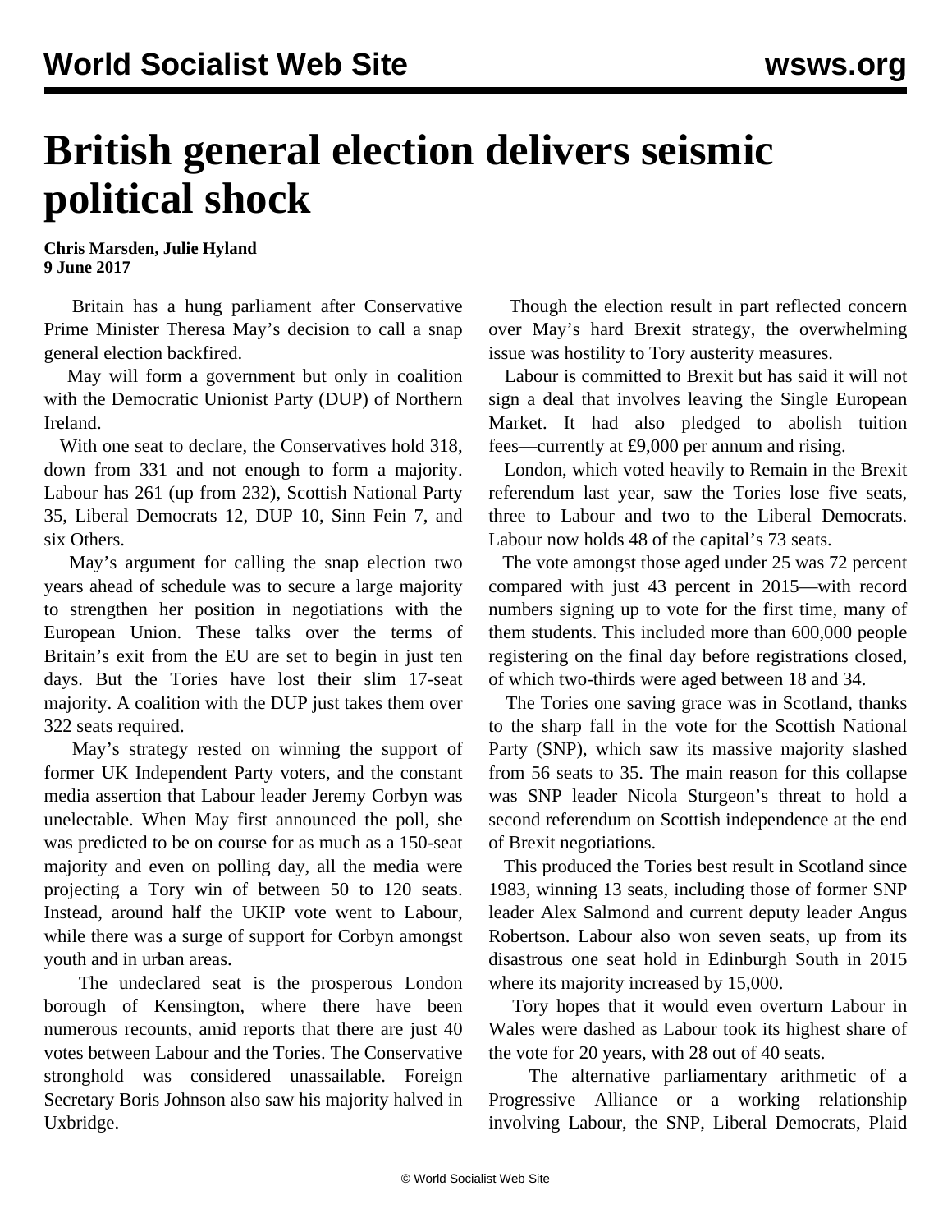# British general election delivers seismic political shock

**Chris Marsden, Julie Hyland**
**9 June 2017**

Britain has a hung parliament after Conservative Prime Minister Theresa May's decision to call a snap general election backfired.

May will form a government but only in coalition with the Democratic Unionist Party (DUP) of Northern Ireland.

With one seat to declare, the Conservatives hold 318, down from 331 and not enough to form a majority. Labour has 261 (up from 232), Scottish National Party 35, Liberal Democrats 12, DUP 10, Sinn Fein 7, and six Others.

May's argument for calling the snap election two years ahead of schedule was to secure a large majority to strengthen her position in negotiations with the European Union. These talks over the terms of Britain's exit from the EU are set to begin in just ten days. But the Tories have lost their slim 17-seat majority. A coalition with the DUP just takes them over 322 seats required.

May's strategy rested on winning the support of former UK Independent Party voters, and the constant media assertion that Labour leader Jeremy Corbyn was unelectable. When May first announced the poll, she was predicted to be on course for as much as a 150-seat majority and even on polling day, all the media were projecting a Tory win of between 50 to 120 seats. Instead, around half the UKIP vote went to Labour, while there was a surge of support for Corbyn amongst youth and in urban areas.

The undeclared seat is the prosperous London borough of Kensington, where there have been numerous recounts, amid reports that there are just 40 votes between Labour and the Tories. The Conservative stronghold was considered unassailable. Foreign Secretary Boris Johnson also saw his majority halved in Uxbridge.

Though the election result in part reflected concern over May's hard Brexit strategy, the overwhelming issue was hostility to Tory austerity measures.

Labour is committed to Brexit but has said it will not sign a deal that involves leaving the Single European Market. It had also pledged to abolish tuition fees—currently at £9,000 per annum and rising.

London, which voted heavily to Remain in the Brexit referendum last year, saw the Tories lose five seats, three to Labour and two to the Liberal Democrats. Labour now holds 48 of the capital's 73 seats.

The vote amongst those aged under 25 was 72 percent compared with just 43 percent in 2015—with record numbers signing up to vote for the first time, many of them students. This included more than 600,000 people registering on the final day before registrations closed, of which two-thirds were aged between 18 and 34.

The Tories one saving grace was in Scotland, thanks to the sharp fall in the vote for the Scottish National Party (SNP), which saw its massive majority slashed from 56 seats to 35. The main reason for this collapse was SNP leader Nicola Sturgeon's threat to hold a second referendum on Scottish independence at the end of Brexit negotiations.

This produced the Tories best result in Scotland since 1983, winning 13 seats, including those of former SNP leader Alex Salmond and current deputy leader Angus Robertson. Labour also won seven seats, up from its disastrous one seat hold in Edinburgh South in 2015 where its majority increased by 15,000.

Tory hopes that it would even overturn Labour in Wales were dashed as Labour took its highest share of the vote for 20 years, with 28 out of 40 seats.

The alternative parliamentary arithmetic of a Progressive Alliance or a working relationship involving Labour, the SNP, Liberal Democrats, Plaid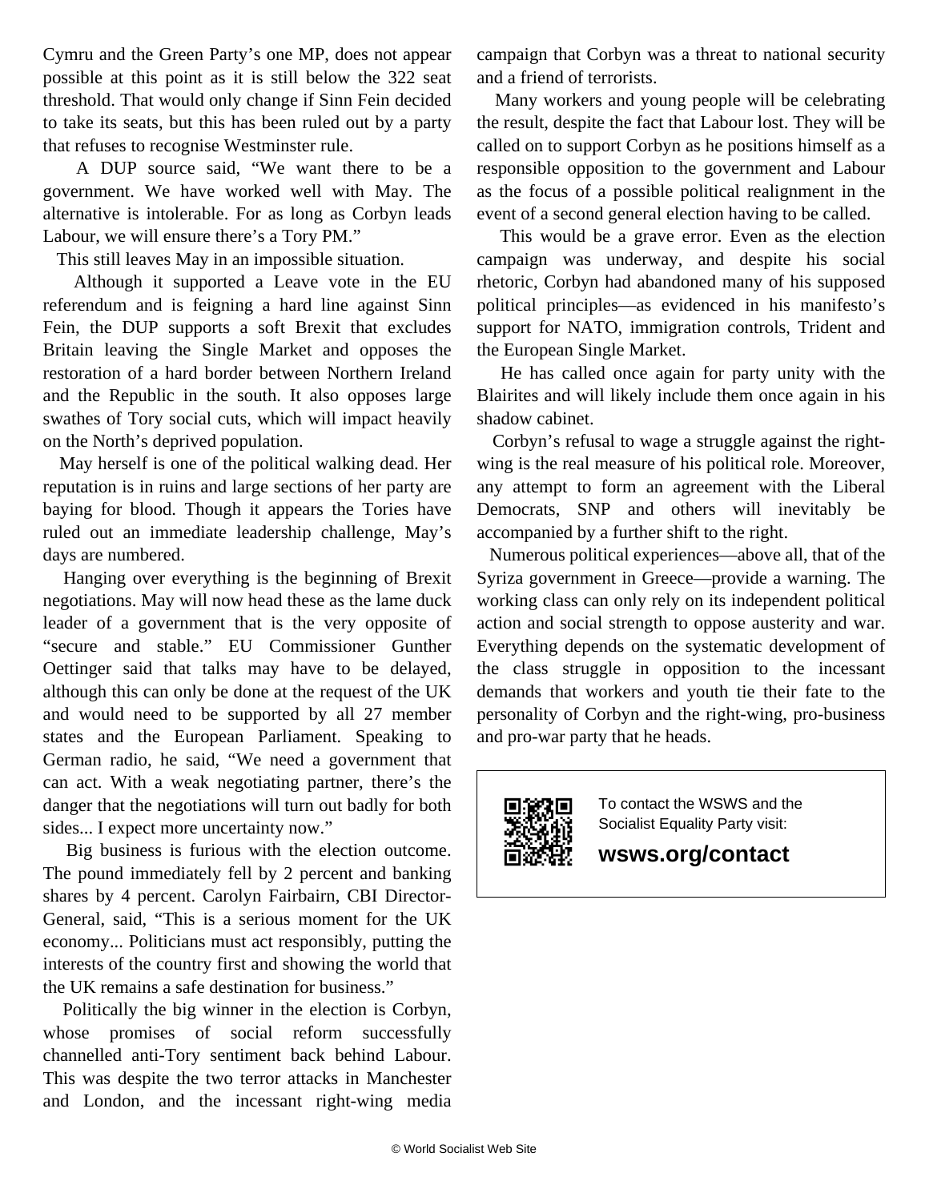Cymru and the Green Party's one MP, does not appear possible at this point as it is still below the 322 seat threshold. That would only change if Sinn Fein decided to take its seats, but this has been ruled out by a party that refuses to recognise Westminster rule.

A DUP source said, "We want there to be a government. We have worked well with May. The alternative is intolerable. For as long as Corbyn leads Labour, we will ensure there's a Tory PM."

This still leaves May in an impossible situation.

Although it supported a Leave vote in the EU referendum and is feigning a hard line against Sinn Fein, the DUP supports a soft Brexit that excludes Britain leaving the Single Market and opposes the restoration of a hard border between Northern Ireland and the Republic in the south. It also opposes large swathes of Tory social cuts, which will impact heavily on the North's deprived population.

May herself is one of the political walking dead. Her reputation is in ruins and large sections of her party are baying for blood. Though it appears the Tories have ruled out an immediate leadership challenge, May's days are numbered.

Hanging over everything is the beginning of Brexit negotiations. May will now head these as the lame duck leader of a government that is the very opposite of "secure and stable." EU Commissioner Gunther Oettinger said that talks may have to be delayed, although this can only be done at the request of the UK and would need to be supported by all 27 member states and the European Parliament. Speaking to German radio, he said, "We need a government that can act. With a weak negotiating partner, there's the danger that the negotiations will turn out badly for both sides... I expect more uncertainty now."

Big business is furious with the election outcome. The pound immediately fell by 2 percent and banking shares by 4 percent. Carolyn Fairbairn, CBI Director-General, said, "This is a serious moment for the UK economy... Politicians must act responsibly, putting the interests of the country first and showing the world that the UK remains a safe destination for business."

Politically the big winner in the election is Corbyn, whose promises of social reform successfully channelled anti-Tory sentiment back behind Labour. This was despite the two terror attacks in Manchester and London, and the incessant right-wing media campaign that Corbyn was a threat to national security and a friend of terrorists.

Many workers and young people will be celebrating the result, despite the fact that Labour lost. They will be called on to support Corbyn as he positions himself as a responsible opposition to the government and Labour as the focus of a possible political realignment in the event of a second general election having to be called.

This would be a grave error. Even as the election campaign was underway, and despite his social rhetoric, Corbyn had abandoned many of his supposed political principles—as evidenced in his manifesto's support for NATO, immigration controls, Trident and the European Single Market.

He has called once again for party unity with the Blairites and will likely include them once again in his shadow cabinet.

Corbyn's refusal to wage a struggle against the right-wing is the real measure of his political role. Moreover, any attempt to form an agreement with the Liberal Democrats, SNP and others will inevitably be accompanied by a further shift to the right.

Numerous political experiences—above all, that of the Syriza government in Greece—provide a warning. The working class can only rely on its independent political action and social strength to oppose austerity and war. Everything depends on the systematic development of the class struggle in opposition to the incessant demands that workers and youth tie their fate to the personality of Corbyn and the right-wing, pro-business and pro-war party that he heads.

To contact the WSWS and the Socialist Equality Party visit:

**wsws.org/contact**